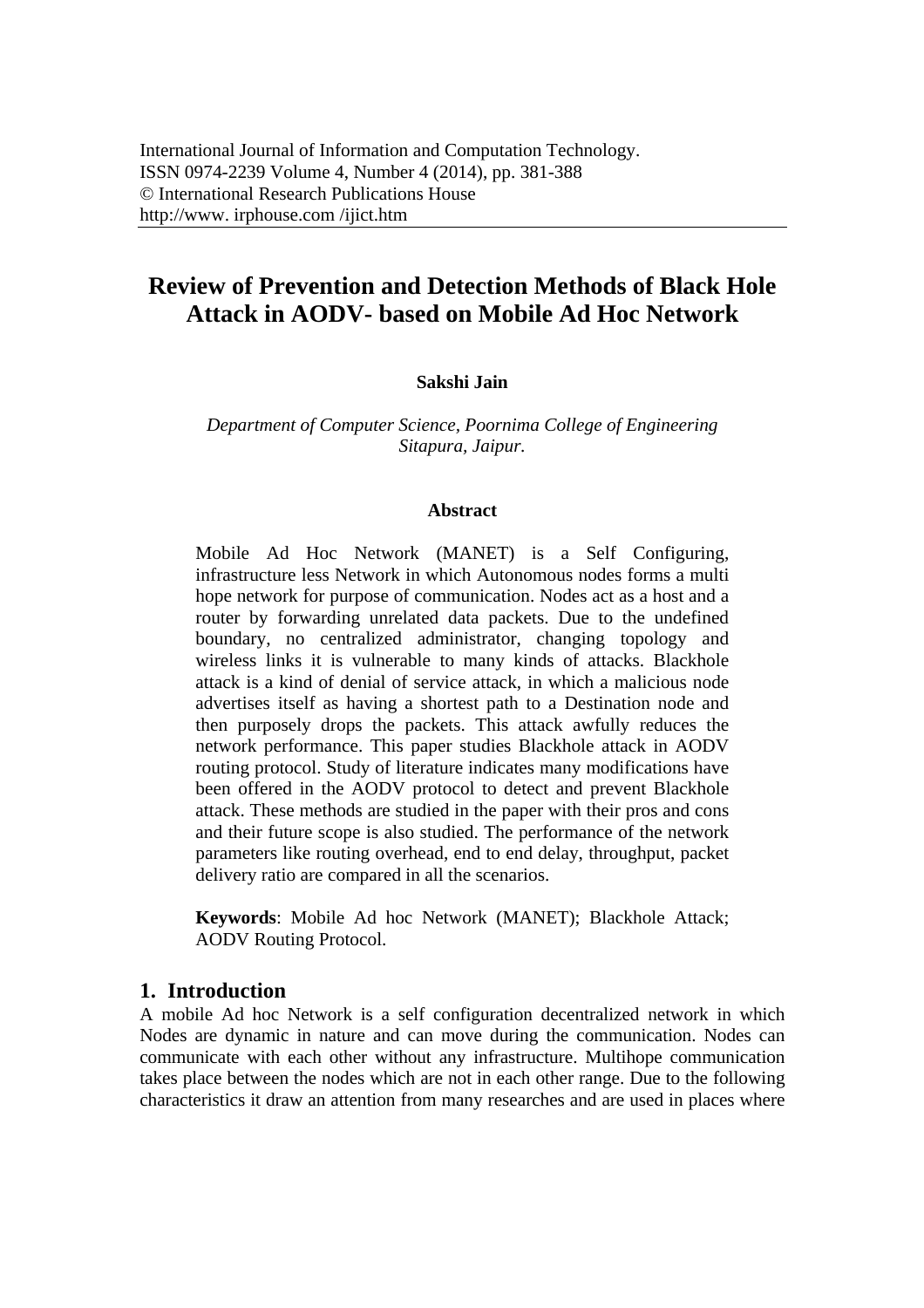International Journal of Information and Computation Technology.
ISSN 0974-2239 Volume 4, Number 4 (2014), pp. 381-388
© International Research Publications House
http://www. irphouse.com /ijict.htm

# Review of Prevention and Detection Methods of Black Hole Attack in AODV- based on Mobile Ad Hoc Network

**Sakshi Jain**

*Department of Computer Science, Poornima College of Engineering Sitapura, Jaipur.*

### Abstract

Mobile Ad Hoc Network (MANET) is a Self Configuring, infrastructure less Network in which Autonomous nodes forms a multi hope network for purpose of communication. Nodes act as a host and a router by forwarding unrelated data packets. Due to the undefined boundary, no centralized administrator, changing topology and wireless links it is vulnerable to many kinds of attacks. Blackhole attack is a kind of denial of service attack, in which a malicious node advertises itself as having a shortest path to a Destination node and then purposely drops the packets. This attack awfully reduces the network performance. This paper studies Blackhole attack in AODV routing protocol. Study of literature indicates many modifications have been offered in the AODV protocol to detect and prevent Blackhole attack. These methods are studied in the paper with their pros and cons and their future scope is also studied. The performance of the network parameters like routing overhead, end to end delay, throughput, packet delivery ratio are compared in all the scenarios.

**Keywords**: Mobile Ad hoc Network (MANET); Blackhole Attack; AODV Routing Protocol.

## 1. Introduction

A mobile Ad hoc Network is a self configuration decentralized network in which Nodes are dynamic in nature and can move during the communication. Nodes can communicate with each other without any infrastructure. Multihope communication takes place between the nodes which are not in each other range. Due to the following characteristics it draw an attention from many researches and are used in places where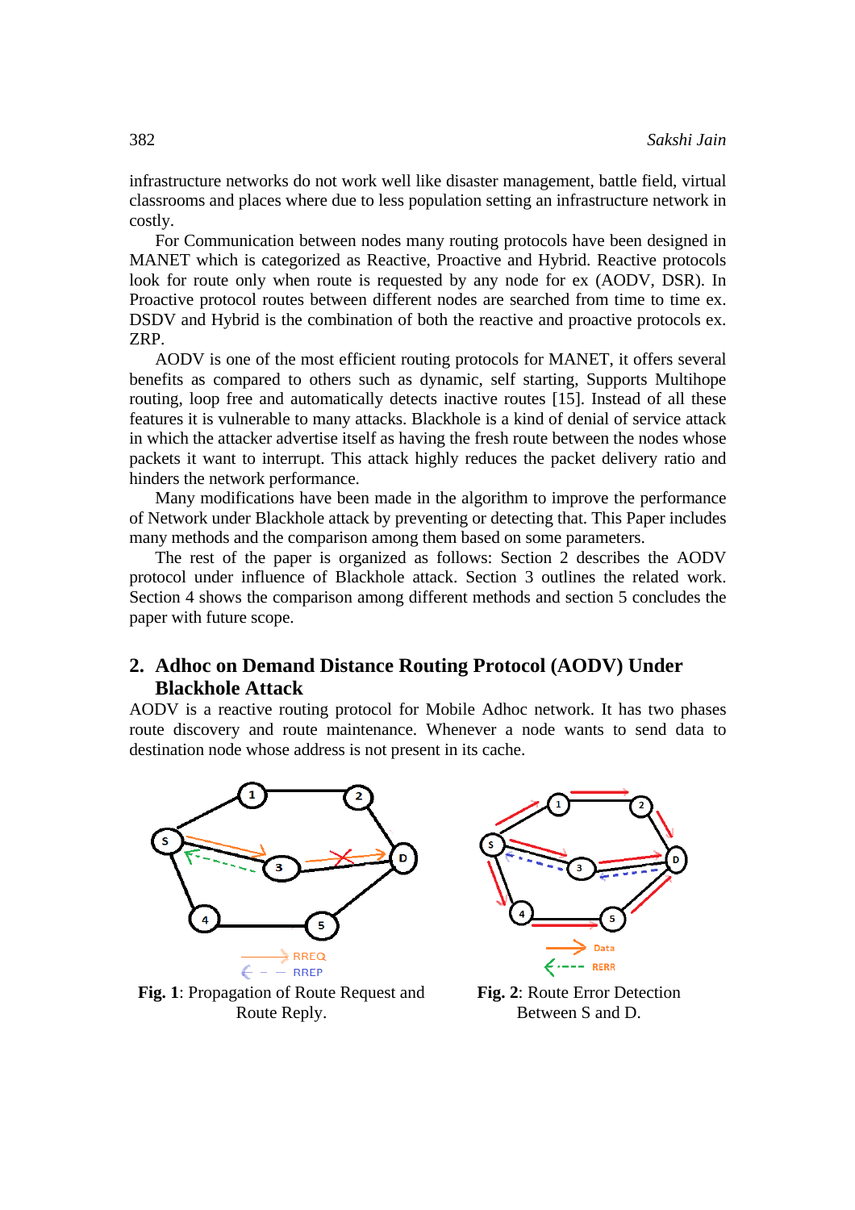infrastructure networks do not work well like disaster management, battle field, virtual classrooms and places where due to less population setting an infrastructure network in costly.

For Communication between nodes many routing protocols have been designed in MANET which is categorized as Reactive, Proactive and Hybrid. Reactive protocols look for route only when route is requested by any node for ex (AODV, DSR). In Proactive protocol routes between different nodes are searched from time to time ex. DSDV and Hybrid is the combination of both the reactive and proactive protocols ex. ZRP.

AODV is one of the most efficient routing protocols for MANET, it offers several benefits as compared to others such as dynamic, self starting, Supports Multihope routing, loop free and automatically detects inactive routes [15]. Instead of all these features it is vulnerable to many attacks. Blackhole is a kind of denial of service attack in which the attacker advertise itself as having the fresh route between the nodes whose packets it want to interrupt. This attack highly reduces the packet delivery ratio and hinders the network performance.

Many modifications have been made in the algorithm to improve the performance of Network under Blackhole attack by preventing or detecting that. This Paper includes many methods and the comparison among them based on some parameters.

The rest of the paper is organized as follows: Section 2 describes the AODV protocol under influence of Blackhole attack. Section 3 outlines the related work. Section 4 shows the comparison among different methods and section 5 concludes the paper with future scope.

## 2. Adhoc on Demand Distance Routing Protocol (AODV) Under Blackhole Attack

AODV is a reactive routing protocol for Mobile Adhoc network. It has two phases route discovery and route maintenance. Whenever a node wants to send data to destination node whose address is not present in its cache.

**Fig. 1**: Propagation of Route Request and Route Reply.

**Fig. 2**: Route Error Detection Between S and D.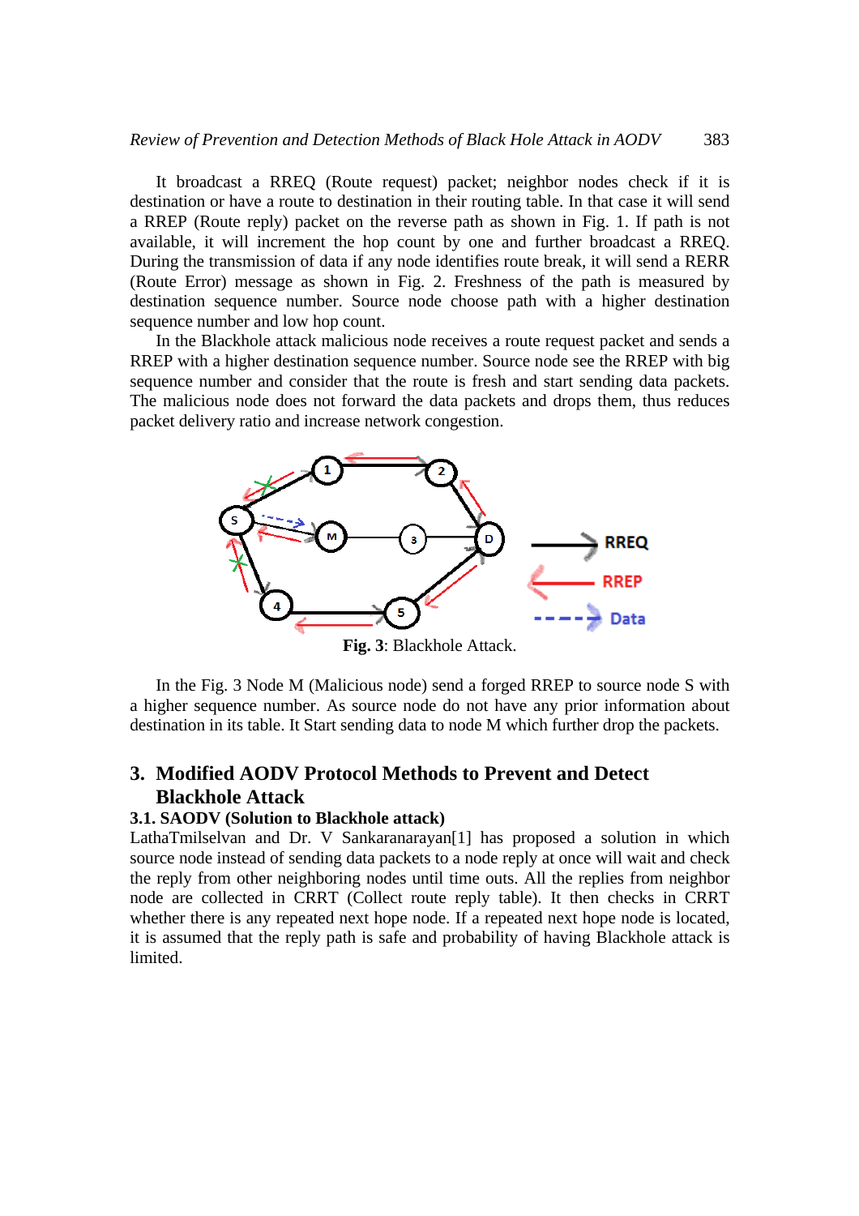It broadcast a RREQ (Route request) packet; neighbor nodes check if it is destination or have a route to destination in their routing table. In that case it will send a RREP (Route reply) packet on the reverse path as shown in Fig. 1. If path is not available, it will increment the hop count by one and further broadcast a RREQ. During the transmission of data if any node identifies route break, it will send a RERR (Route Error) message as shown in Fig. 2. Freshness of the path is measured by destination sequence number. Source node choose path with a higher destination sequence number and low hop count.

In the Blackhole attack malicious node receives a route request packet and sends a RREP with a higher destination sequence number. Source node see the RREP with big sequence number and consider that the route is fresh and start sending data packets. The malicious node does not forward the data packets and drops them, thus reduces packet delivery ratio and increase network congestion.

**Fig. 3**: Blackhole Attack.

In the Fig. 3 Node M (Malicious node) send a forged RREP to source node S with a higher sequence number. As source node do not have any prior information about destination in its table. It Start sending data to node M which further drop the packets.

## 3. Modified AODV Protocol Methods to Prevent and Detect Blackhole Attack

### 3.1. SAODV (Solution to Blackhole attack)

LathaTmilselvan and Dr. V Sankaranarayan[1] has proposed a solution in which source node instead of sending data packets to a node reply at once will wait and check the reply from other neighboring nodes until time outs. All the replies from neighbor node are collected in CRRT (Collect route reply table). It then checks in CRRT whether there is any repeated next hope node. If a repeated next hope node is located, it is assumed that the reply path is safe and probability of having Blackhole attack is limited.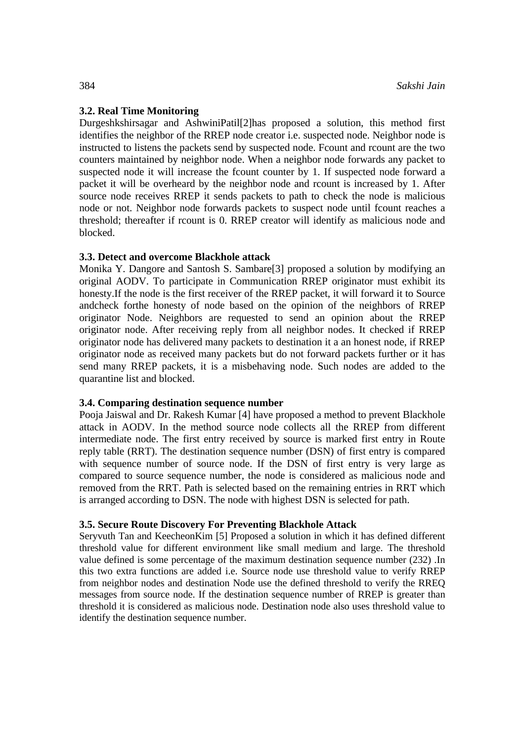### 3.2. Real Time Monitoring

Durgeshkshirsagar and AshwiniPatil[2]has proposed a solution, this method first identifies the neighbor of the RREP node creator i.e. suspected node. Neighbor node is instructed to listens the packets send by suspected node. Fcount and rcount are the two counters maintained by neighbor node. When a neighbor node forwards any packet to suspected node it will increase the fcount counter by 1. If suspected node forward a packet it will be overheard by the neighbor node and rcount is increased by 1. After source node receives RREP it sends packets to path to check the node is malicious node or not. Neighbor node forwards packets to suspect node until fcount reaches a threshold; thereafter if rcount is 0. RREP creator will identify as malicious node and blocked.

### 3.3. Detect and overcome Blackhole attack

Monika Y. Dangore and Santosh S. Sambare[3] proposed a solution by modifying an original AODV. To participate in Communication RREP originator must exhibit its honesty.If the node is the first receiver of the RREP packet, it will forward it to Source andcheck forthe honesty of node based on the opinion of the neighbors of RREP originator Node. Neighbors are requested to send an opinion about the RREP originator node. After receiving reply from all neighbor nodes. It checked if RREP originator node has delivered many packets to destination it a an honest node, if RREP originator node as received many packets but do not forward packets further or it has send many RREP packets, it is a misbehaving node. Such nodes are added to the quarantine list and blocked.

### 3.4. Comparing destination sequence number

Pooja Jaiswal and Dr. Rakesh Kumar [4] have proposed a method to prevent Blackhole attack in AODV. In the method source node collects all the RREP from different intermediate node. The first entry received by source is marked first entry in Route reply table (RRT). The destination sequence number (DSN) of first entry is compared with sequence number of source node. If the DSN of first entry is very large as compared to source sequence number, the node is considered as malicious node and removed from the RRT. Path is selected based on the remaining entries in RRT which is arranged according to DSN. The node with highest DSN is selected for path.

### 3.5. Secure Route Discovery For Preventing Blackhole Attack

Seryvuth Tan and KeecheonKim [5] Proposed a solution in which it has defined different threshold value for different environment like small medium and large. The threshold value defined is some percentage of the maximum destination sequence number (232) .In this two extra functions are added i.e. Source node use threshold value to verify RREP from neighbor nodes and destination Node use the defined threshold to verify the RREQ messages from source node. If the destination sequence number of RREP is greater than threshold it is considered as malicious node. Destination node also uses threshold value to identify the destination sequence number.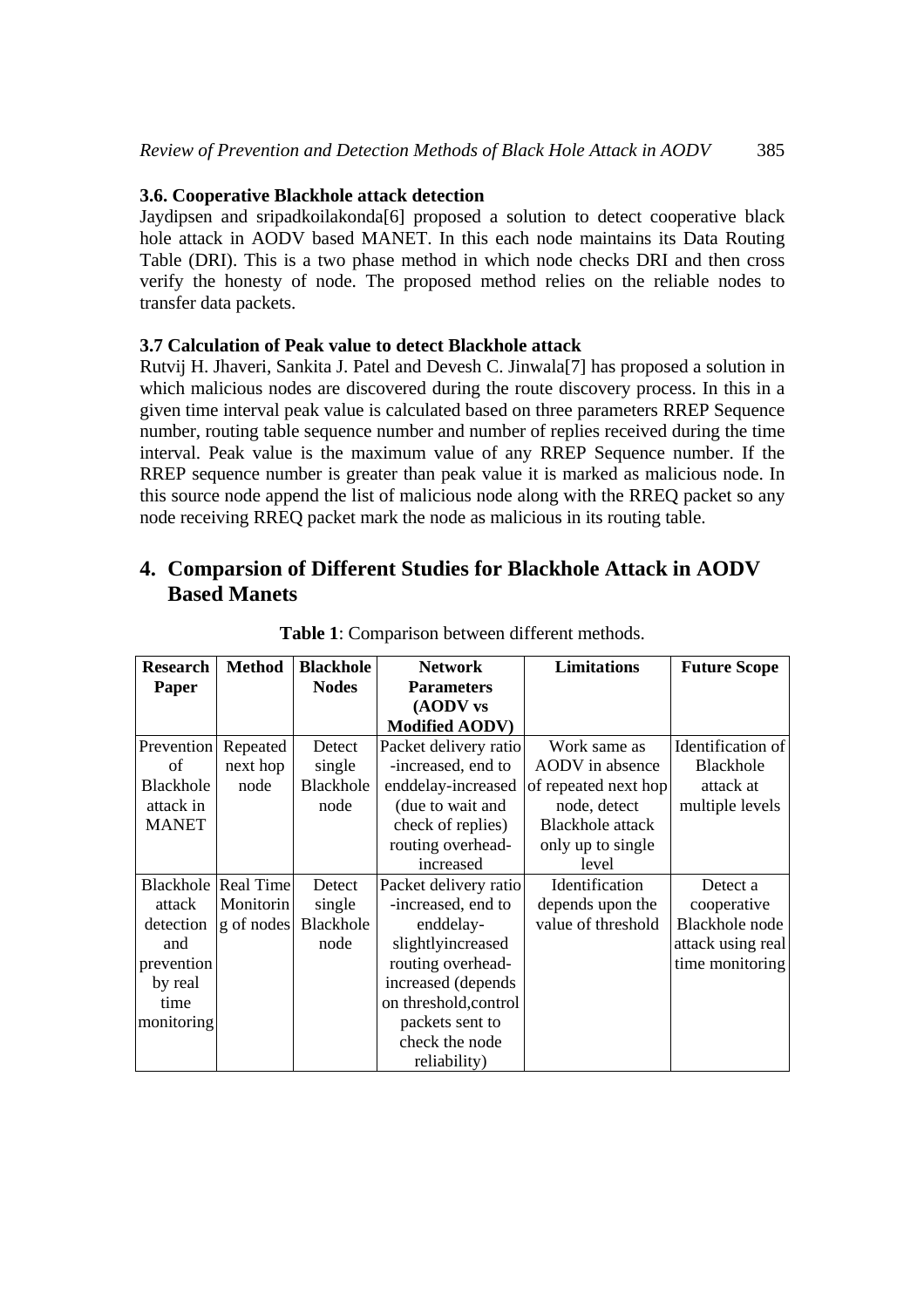### 3.6. Cooperative Blackhole attack detection

Jaydipsen and sripadkoilakonda[6] proposed a solution to detect cooperative black hole attack in AODV based MANET. In this each node maintains its Data Routing Table (DRI). This is a two phase method in which node checks DRI and then cross verify the honesty of node. The proposed method relies on the reliable nodes to transfer data packets.

### 3.7 Calculation of Peak value to detect Blackhole attack

Rutvij H. Jhaveri, Sankita J. Patel and Devesh C. Jinwala[7] has proposed a solution in which malicious nodes are discovered during the route discovery process. In this in a given time interval peak value is calculated based on three parameters RREP Sequence number, routing table sequence number and number of replies received during the time interval. Peak value is the maximum value of any RREP Sequence number. If the RREP sequence number is greater than peak value it is marked as malicious node. In this source node append the list of malicious node along with the RREQ packet so any node receiving RREQ packet mark the node as malicious in its routing table.

## 4. Comparsion of Different Studies for Blackhole Attack in AODV Based Manets

**Table 1**: Comparison between different methods.

| Research Paper | Method | Blackhole Nodes | Network Parameters (AODV vs Modified AODV) | Limitations | Future Scope |
|---|---|---|---|---|---|
| Prevention of Blackhole attack in MANET | Repeated next hop node | Detect single Blackhole node | Packet delivery ratio -increased, end to enddelay-increased (due to wait and check of replies) routing overhead-increased | Work same as AODV in absence of repeated next hop node, detect Blackhole attack only up to single level | Identification of Blackhole attack at multiple levels |
| Blackhole attack detection and prevention by real time monitoring | Real Time Monitorin g of nodes | Detect single Blackhole node | Packet delivery ratio -increased, end to enddelay-slightlyincreased routing overhead-increased (depends on threshold,control packets sent to check the node reliability) | Identification depends upon the value of threshold | Detect a cooperative Blackhole node attack using real time monitoring |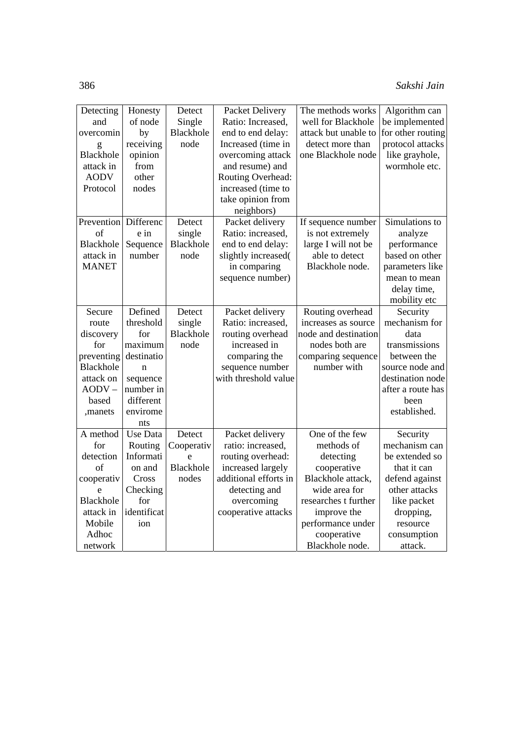| Detecting and overcoming Blackhole attack in AODV Protocol | Honesty of node by receiving opinion from other nodes | Detect Single Blackhole node | Packet Delivery Ratio: Increased, end to end delay: Increased (time in overcoming attack and resume) and Routing Overhead: increased (time to take opinion from neighbors) | The methods works well for Blackhole attack but unable to detect more than one Blackhole node | Algorithm can be implemented for other routing protocol attacks like grayhole, wormhole etc. |
|---|---|---|---|---|---|
| Prevention of Blackhole attack in MANET | Difference in Sequence number | Detect single Blackhole node | Packet delivery Ratio: increased, end to end delay: slightly increased( in comparing sequence number) | If sequence number is not extremely large I will not be able to detect Blackhole node. | Simulations to analyze performance based on other parameters like mean to mean delay time, mobility etc |
| Secure route discovery for preventing Blackhole attack on AODV – based ,manets | Defined threshold for maximum destination sequence number in different environments | Detect single Blackhole node | Packet delivery Ratio: increased, routing overhead increased in comparing the sequence number with threshold value | Routing overhead increases as source node and destination nodes both are comparing sequence number with | Security mechanism for data transmissions between the source node and destination node after a route has been established. |
| A method for detection of cooperative Blackhole attack in Mobile Adhoc network | Use Data Routing Information and Cross Checking for identification | Detect Cooperative Blackhole nodes | Packet delivery ratio: increased, routing overhead: increased largely additional efforts in detecting and overcoming cooperative attacks | One of the few methods of detecting cooperative Blackhole attack, wide area for researches t further improve the performance under cooperative Blackhole node. | Security mechanism can be extended so that it can defend against other attacks like packet dropping, resource consumption attack. |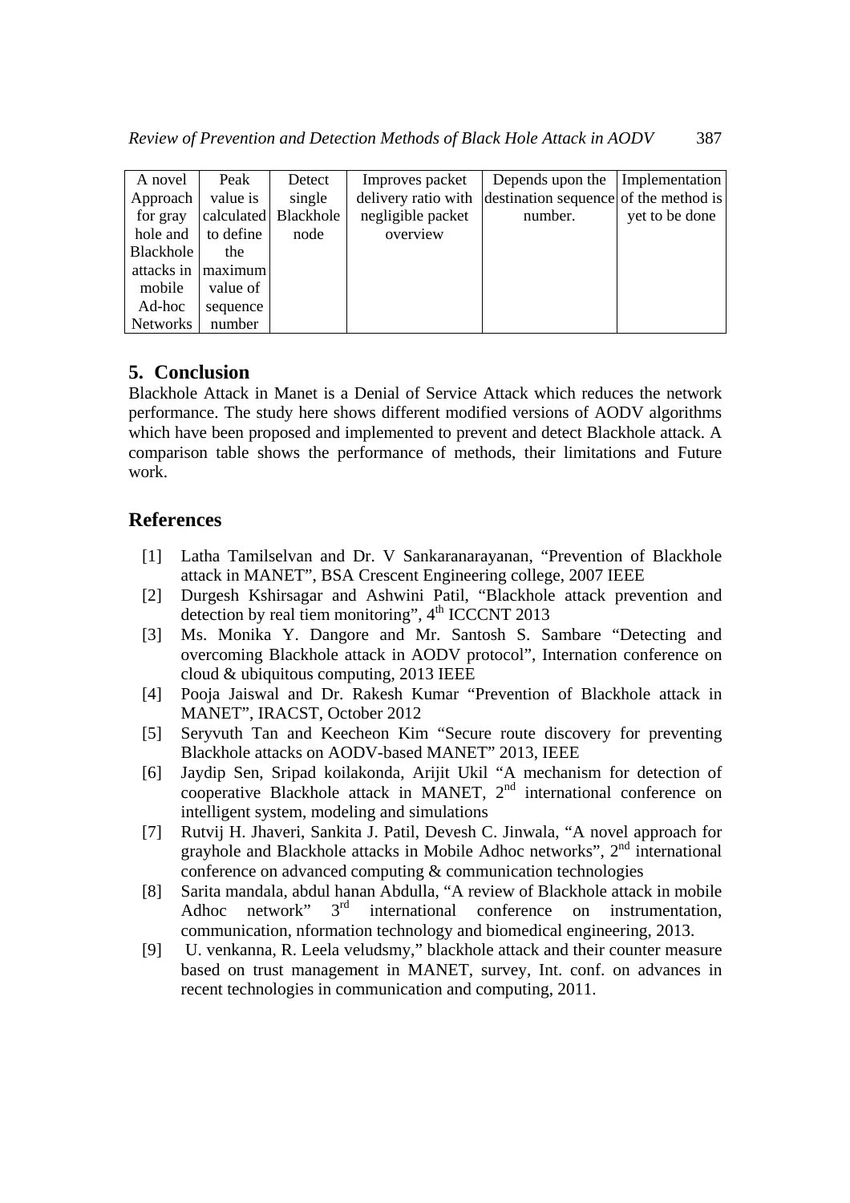| A novel Approach for gray hole and Blackhole attacks in mobile Ad-hoc Networks | Peak value is calculated to define the maximum value of sequence number | Detect single Blackhole node | Improves packet delivery ratio with negligible packet overview | Depends upon the destination sequence number. | Implementation of the method is yet to be done |
|---|---|---|---|---|---|

## 5. Conclusion

Blackhole Attack in Manet is a Denial of Service Attack which reduces the network performance. The study here shows different modified versions of AODV algorithms which have been proposed and implemented to prevent and detect Blackhole attack. A comparison table shows the performance of methods, their limitations and Future work.

## References

[1] Latha Tamilselvan and Dr. V Sankaranarayanan, "Prevention of Blackhole attack in MANET", BSA Crescent Engineering college, 2007 IEEE

[2] Durgesh Kshirsagar and Ashwini Patil, "Blackhole attack prevention and detection by real tiem monitoring", 4th ICCCNT 2013

[3] Ms. Monika Y. Dangore and Mr. Santosh S. Sambare "Detecting and overcoming Blackhole attack in AODV protocol", Internation conference on cloud & ubiquitous computing, 2013 IEEE

[4] Pooja Jaiswal and Dr. Rakesh Kumar "Prevention of Blackhole attack in MANET", IRACST, October 2012

[5] Seryvuth Tan and Keecheon Kim "Secure route discovery for preventing Blackhole attacks on AODV-based MANET" 2013, IEEE

[6] Jaydip Sen, Sripad koilakonda, Arijit Ukil "A mechanism for detection of cooperative Blackhole attack in MANET, 2nd international conference on intelligent system, modeling and simulations

[7] Rutvij H. Jhaveri, Sankita J. Patil, Devesh C. Jinwala, "A novel approach for grayhole and Blackhole attacks in Mobile Adhoc networks", 2nd international conference on advanced computing & communication technologies

[8] Sarita mandala, abdul hanan Abdulla, "A review of Blackhole attack in mobile Adhoc network" 3rd international conference on instrumentation, communication, nformation technology and biomedical engineering, 2013.

[9] U. venkanna, R. Leela veludsmy," blackhole attack and their counter measure based on trust management in MANET, survey, Int. conf. on advances in recent technologies in communication and computing, 2011.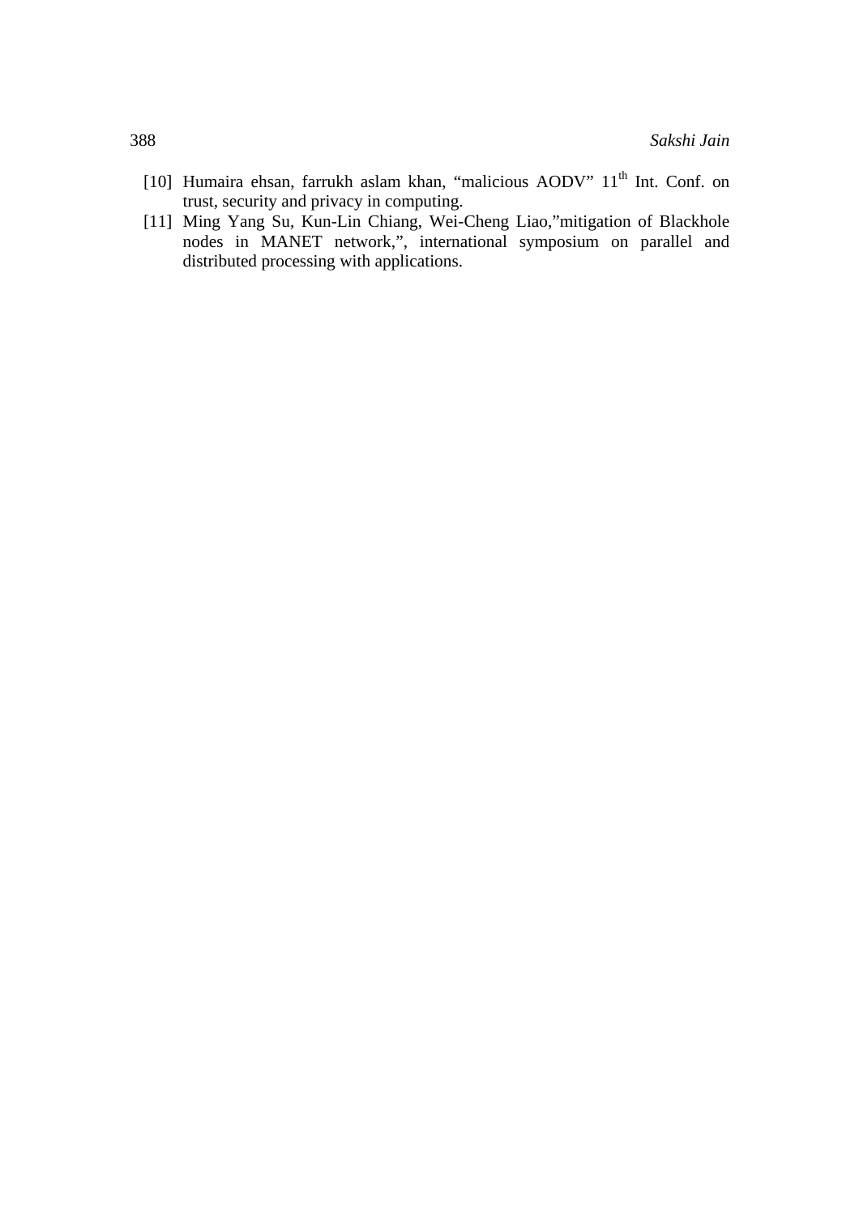[10] Humaira ehsan, farrukh aslam khan, “malicious AODV” 11th Int. Conf. on trust, security and privacy in computing.

[11] Ming Yang Su, Kun-Lin Chiang, Wei-Cheng Liao,”mitigation of Blackhole nodes in MANET network,”, international symposium on parallel and distributed processing with applications.